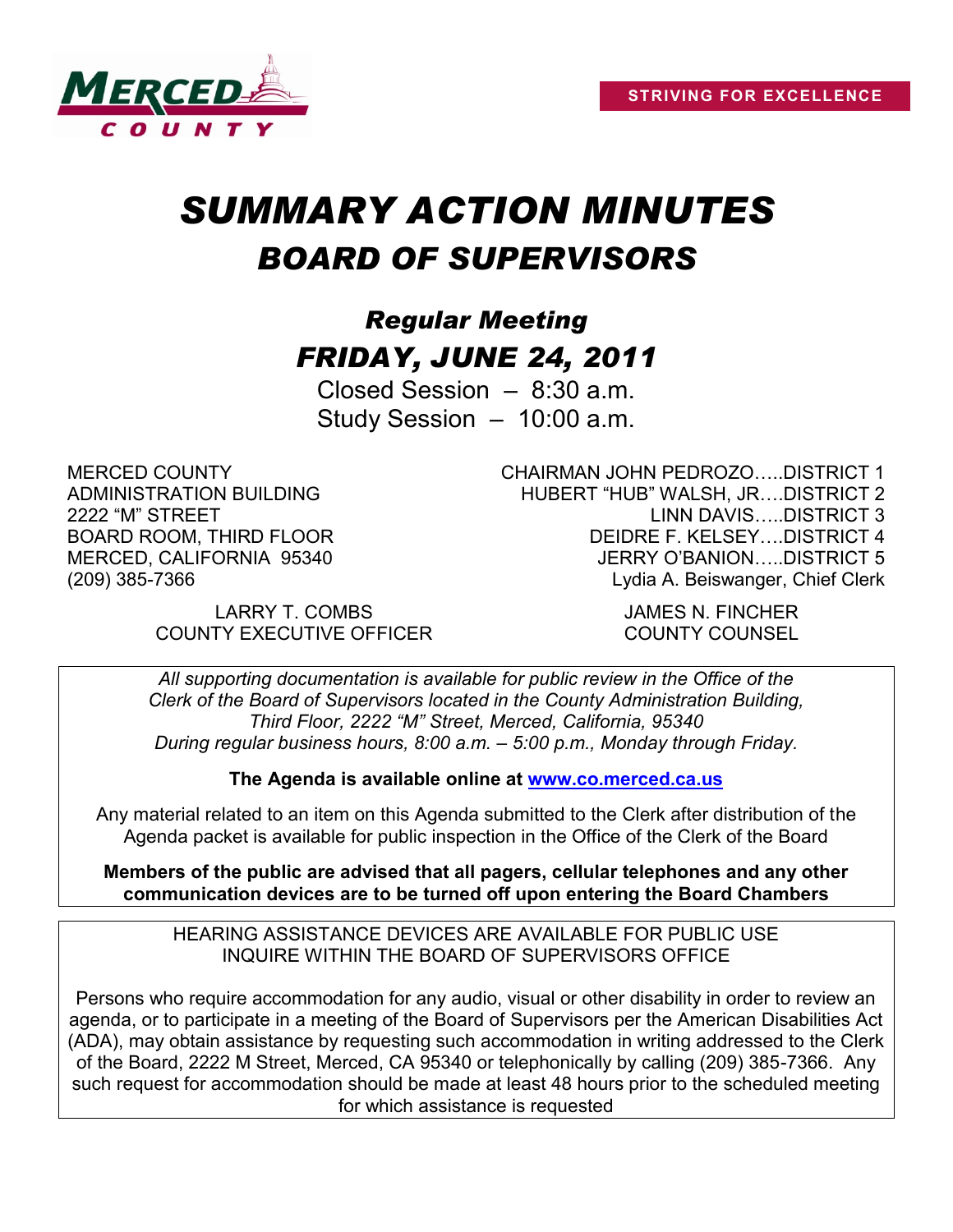STRIVING FOR EXCELLENCE

# *SUMMARY ACTION MINUTES*

## *BOARD OF SUPERVISORS*

### *Regular Meeting*

### *FRIDAY, JUNE 24, 2011*

Closed Session – 8:30 a.m.
Study Session – 10:00 a.m.

MERCED COUNTY
ADMINISTRATION BUILDING
2222 "M" STREET
BOARD ROOM, THIRD FLOOR
MERCED, CALIFORNIA 95340
(209) 385-7366

CHAIRMAN JOHN PEDROZO…..DISTRICT 1
HUBERT "HUB" WALSH, JR….DISTRICT 2
LINN DAVIS…..DISTRICT 3
DEIDRE F. KELSEY….DISTRICT 4
JERRY O'BANION…..DISTRICT 5
Lydia A. Beiswanger, Chief Clerk

LARRY T. COMBS
COUNTY EXECUTIVE OFFICER

JAMES N. FINCHER
COUNTY COUNSEL

*All supporting documentation is available for public review in the Office of the Clerk of the Board of Supervisors located in the County Administration Building, Third Floor, 2222 "M" Street, Merced, California, 95340 During regular business hours, 8:00 a.m. – 5:00 p.m., Monday through Friday.*

**The Agenda is available online at [www.co.merced.ca.us](www.co.merced.ca.us)**

Any material related to an item on this Agenda submitted to the Clerk after distribution of the Agenda packet is available for public inspection in the Office of the Clerk of the Board

**Members of the public are advised that all pagers, cellular telephones and any other communication devices are to be turned off upon entering the Board Chambers**

HEARING ASSISTANCE DEVICES ARE AVAILABLE FOR PUBLIC USE
INQUIRE WITHIN THE BOARD OF SUPERVISORS OFFICE

Persons who require accommodation for any audio, visual or other disability in order to review an agenda, or to participate in a meeting of the Board of Supervisors per the American Disabilities Act (ADA), may obtain assistance by requesting such accommodation in writing addressed to the Clerk of the Board, 2222 M Street, Merced, CA 95340 or telephonically by calling (209) 385-7366. Any such request for accommodation should be made at least 48 hours prior to the scheduled meeting for which assistance is requested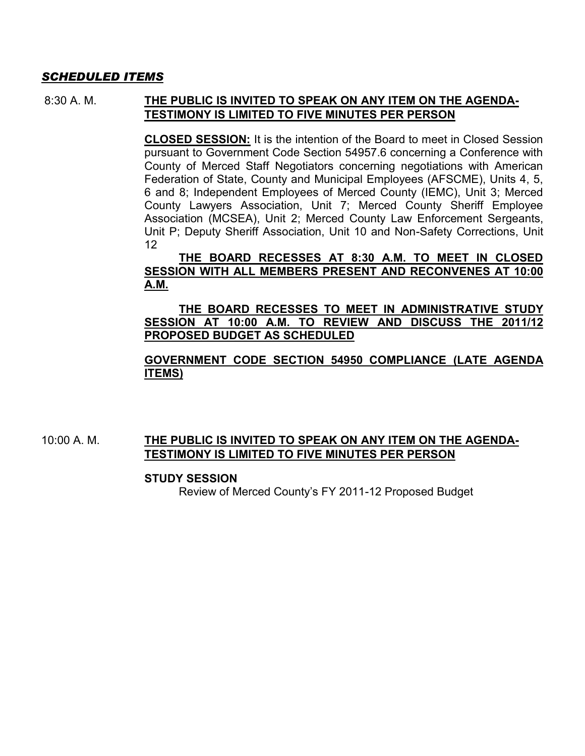## *SCHEDULED ITEMS*

8:30 A. M. **THE PUBLIC IS INVITED TO SPEAK ON ANY ITEM ON THE AGENDA- TESTIMONY IS LIMITED TO FIVE MINUTES PER PERSON**

**CLOSED SESSION:** It is the intention of the Board to meet in Closed Session pursuant to Government Code Section 54957.6 concerning a Conference with County of Merced Staff Negotiators concerning negotiations with American Federation of State, County and Municipal Employees (AFSCME), Units 4, 5, 6 and 8; Independent Employees of Merced County (IEMC), Unit 3; Merced County Lawyers Association, Unit 7; Merced County Sheriff Employee Association (MCSEA), Unit 2; Merced County Law Enforcement Sergeants, Unit P; Deputy Sheriff Association, Unit 10 and Non-Safety Corrections, Unit 12

**THE BOARD RECESSES AT 8:30 A.M. TO MEET IN CLOSED SESSION WITH ALL MEMBERS PRESENT AND RECONVENES AT 10:00 A.M.**

**THE BOARD RECESSES TO MEET IN ADMINISTRATIVE STUDY SESSION AT 10:00 A.M. TO REVIEW AND DISCUSS THE 2011/12 PROPOSED BUDGET AS SCHEDULED**

**GOVERNMENT CODE SECTION 54950 COMPLIANCE (LATE AGENDA ITEMS)**

10:00 A. M. **THE PUBLIC IS INVITED TO SPEAK ON ANY ITEM ON THE AGENDA- TESTIMONY IS LIMITED TO FIVE MINUTES PER PERSON**

**STUDY SESSION**

Review of Merced County's FY 2011-12 Proposed Budget